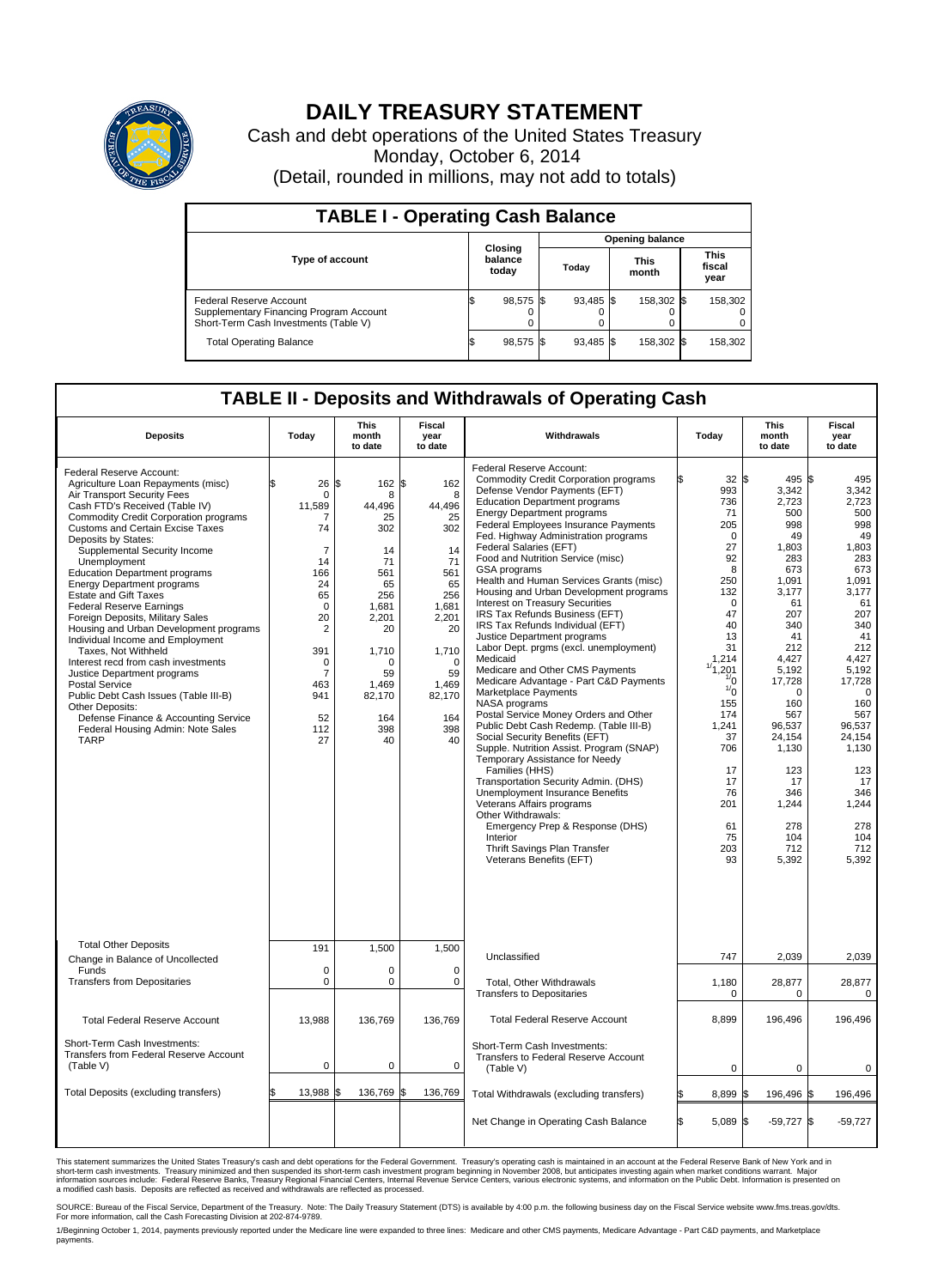# DAILY TREASURY STATEMENT

Cash and debt operations of the United States Treasury

Monday, October 6, 2014

(Detail, rounded in millions, may not add to totals)

## TABLE I - Operating Cash Balance

| Type of account | Closing balance today | Opening balance Today | Opening balance This month | Opening balance This fiscal year |
|---|---|---|---|---|
| Federal Reserve Account | $ 98,575 | $ 93,485 | $ 158,302 | $ 158,302 |
| Supplementary Financing Program Account | 0 | 0 | 0 | 0 |
| Short-Term Cash Investments (Table V) | 0 | 0 | 0 | 0 |
| Total Operating Balance | $ 98,575 | $ 93,485 | $ 158,302 | $ 158,302 |

## TABLE II - Deposits and Withdrawals of Operating Cash

| Deposits | Today | This month to date | Fiscal year to date |
|---|---|---|---|
| Federal Reserve Account: | | | |
| Agriculture Loan Repayments (misc) | $ 26 | $ 162 | $ 162 |
| Air Transport Security Fees | 0 | 8 | 8 |
| Cash FTD's Received (Table IV) | 11,589 | 44,496 | 44,496 |
| Commodity Credit Corporation programs | 7 | 25 | 25 |
| Customs and Certain Excise Taxes | 74 | 302 | 302 |
| Deposits by States: | | | |
| Supplemental Security Income | 7 | 14 | 14 |
| Unemployment | 14 | 71 | 71 |
| Education Department programs | 166 | 561 | 561 |
| Energy Department programs | 24 | 65 | 65 |
| Estate and Gift Taxes | 65 | 256 | 256 |
| Federal Reserve Earnings | 0 | 1,681 | 1,681 |
| Foreign Deposits, Military Sales | 20 | 2,201 | 2,201 |
| Housing and Urban Development programs | 2 | 20 | 20 |
| Individual Income and Employment Taxes, Not Withheld | 391 | 1,710 | 1,710 |
| Interest recd from cash investments | 0 | 0 | 0 |
| Justice Department programs | 7 | 59 | 59 |
| Postal Service | 463 | 1,469 | 1,469 |
| Public Debt Cash Issues (Table III-B) | 941 | 82,170 | 82,170 |
| Other Deposits: | | | |
| Defense Finance & Accounting Service | 52 | 164 | 164 |
| Federal Housing Admin: Note Sales | 112 | 398 | 398 |
| TARP | 27 | 40 | 40 |
| Total Other Deposits | 191 | 1,500 | 1,500 |
| Change in Balance of Uncollected Funds | 0 | 0 | 0 |
| Transfers from Depositaries | 0 | 0 | 0 |
| Total Federal Reserve Account | 13,988 | 136,769 | 136,769 |
| Short-Term Cash Investments: Transfers from Federal Reserve Account (Table V) | 0 | 0 | 0 |
| Total Deposits (excluding transfers) | $ 13,988 | $ 136,769 | $ 136,769 |

| Withdrawals | Today | This month to date | Fiscal year to date |
|---|---|---|---|
| Federal Reserve Account: | | | |
| Commodity Credit Corporation programs | $ 32 | $ 495 | $ 495 |
| Defense Vendor Payments (EFT) | 993 | 3,342 | 3,342 |
| Education Department programs | 736 | 2,723 | 2,723 |
| Energy Department programs | 71 | 500 | 500 |
| Federal Employees Insurance Payments | 205 | 998 | 998 |
| Fed. Highway Administration programs | 0 | 49 | 49 |
| Federal Salaries (EFT) | 27 | 1,803 | 1,803 |
| Food and Nutrition Service (misc) | 92 | 283 | 283 |
| GSA programs | 8 | 673 | 673 |
| Health and Human Services Grants (misc) | 250 | 1,091 | 1,091 |
| Housing and Urban Development programs | 132 | 3,177 | 3,177 |
| Interest on Treasury Securities | 0 | 61 | 61 |
| IRS Tax Refunds Business (EFT) | 47 | 207 | 207 |
| IRS Tax Refunds Individual (EFT) | 40 | 340 | 340 |
| Justice Department programs | 13 | 41 | 41 |
| Labor Dept. prgms (excl. unemployment) | 31 | 212 | 212 |
| Medicaid | 1,214 | 4,427 | 4,427 |
| Medicare and Other CMS Payments | [1] 1,201 | 5,192 | 5,192 |
| Medicare Advantage - Part C&D Payments | [1] 0 | 17,728 | 17,728 |
| Marketplace Payments | [1] 0 | 0 | 0 |
| NASA programs | 155 | 160 | 160 |
| Postal Service Money Orders and Other | 174 | 567 | 567 |
| Public Debt Cash Redemp. (Table III-B) | 1,241 | 96,537 | 96,537 |
| Social Security Benefits (EFT) | 37 | 24,154 | 24,154 |
| Supple. Nutrition Assist. Program (SNAP) | 706 | 1,130 | 1,130 |
| Temporary Assistance for Needy Families (HHS) | 17 | 123 | 123 |
| Transportation Security Admin. (DHS) | 17 | 17 | 17 |
| Unemployment Insurance Benefits | 76 | 346 | 346 |
| Veterans Affairs programs | 201 | 1,244 | 1,244 |
| Other Withdrawals: | | | |
| Emergency Prep & Response (DHS) | 61 | 278 | 278 |
| Interior | 75 | 104 | 104 |
| Thrift Savings Plan Transfer | 203 | 712 | 712 |
| Veterans Benefits (EFT) | 93 | 5,392 | 5,392 |
| Unclassified | 747 | 2,039 | 2,039 |
| Total, Other Withdrawals | 1,180 | 28,877 | 28,877 |
| Transfers to Depositaries | 0 | 0 | 0 |
| Total Federal Reserve Account | 8,899 | 196,496 | 196,496 |
| Short-Term Cash Investments: Transfers to Federal Reserve Account (Table V) | 0 | 0 | 0 |
| Total Withdrawals (excluding transfers) | $ 8,899 | $ 196,496 | $ 196,496 |
| Net Change in Operating Cash Balance | $ 5,089 | $ -59,727 | $ -59,727 |

This statement summarizes the United States Treasury's cash and debt operations for the Federal Government. Treasury's operating cash is maintained in an account at the Federal Reserve Bank of New York and in short-term cash investments. Treasury minimized and then suspended its short-term cash investment program beginning in November 2008, but anticipates investing again when market conditions warrant. Major information sources include: Federal Reserve Banks, Treasury Regional Financial Centers, Internal Revenue Service Centers, various electronic systems, and information on the Public Debt. Information is presented on a modified cash basis. Deposits are reflected as received and withdrawals are reflected as processed.

SOURCE: Bureau of the Fiscal Service, Department of the Treasury. Note: The Daily Treasury Statement (DTS) is available by 4:00 p.m. the following business day on the Fiscal Service website www.fms.treas.gov/dts. For more information, call the Cash Forecasting Division at 202-874-9789.

1/Beginning October 1, 2014, payments previously reported under the Medicare line were expanded to three lines: Medicare and other CMS payments, Medicare Advantage - Part C&D Payments, and Marketplace payments.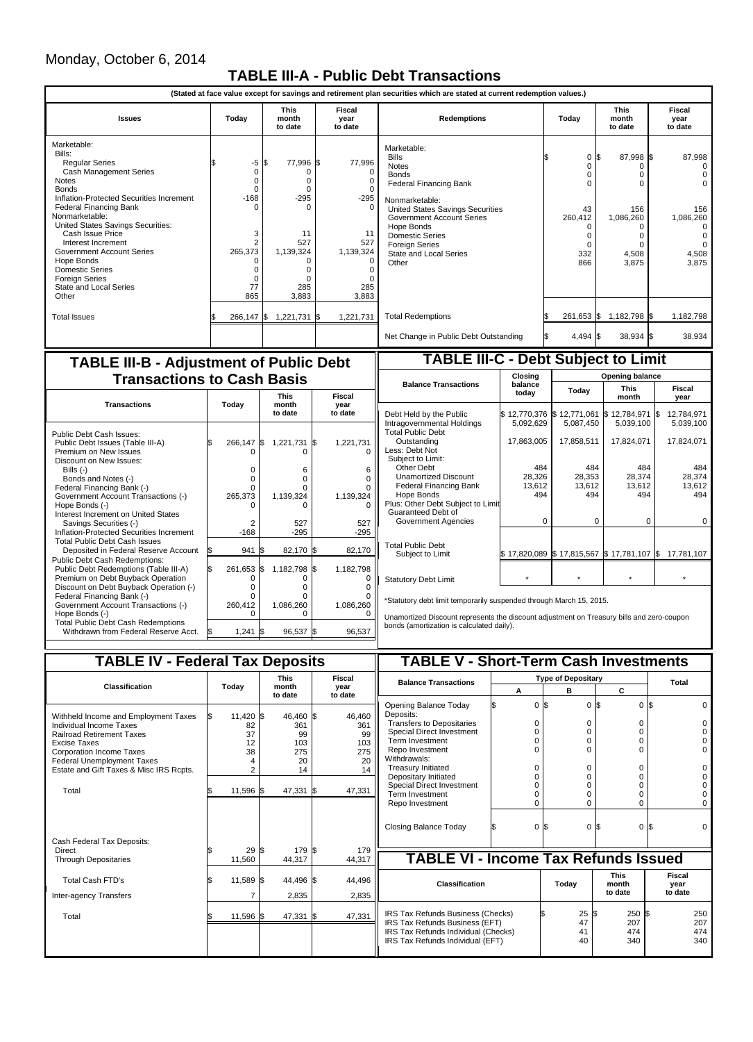Monday, October 6, 2014

# TABLE III-A - Public Debt Transactions

(Stated at face value except for savings and retirement plan securities which are stated at current redemption values.)

| Issues | Today | This month to date | Fiscal year to date |
|---|---|---|---|
| Marketable: | | | |
| Bills: | | | |
| Regular Series | $ -5 | $ 77,996 | $ 77,996 |
| Cash Management Series | 0 | 0 | 0 |
| Notes | 0 | 0 | 0 |
| Bonds | 0 | 0 | 0 |
| Inflation-Protected Securities Increment | -168 | -295 | -295 |
| Federal Financing Bank | 0 | 0 | 0 |
| Nonmarketable: | | | |
| United States Savings Securities: | | | |
| Cash Issue Price | 3 | 11 | 11 |
| Interest Increment | 2 | 527 | 527 |
| Government Account Series | 265,373 | 1,139,324 | 1,139,324 |
| Hope Bonds | 0 | 0 | 0 |
| Domestic Series | 0 | 0 | 0 |
| Foreign Series | 0 | 0 | 0 |
| State and Local Series | 77 | 285 | 285 |
| Other | 865 | 3,883 | 3,883 |
| Total Issues | $ 266,147 | $ 1,221,731 | $ 1,221,731 |

| Redemptions | Today | This month to date | Fiscal year to date |
|---|---|---|---|
| Marketable: | | | |
| Bills | $ 0 | $ 87,998 | $ 87,998 |
| Notes | 0 | 0 | 0 |
| Bonds | 0 | 0 | 0 |
| Federal Financing Bank | 0 | 0 | 0 |
| Nonmarketable: | | | |
| United States Savings Securities | 43 | 156 | 156 |
| Government Account Series | 260,412 | 1,086,260 | 1,086,260 |
| Hope Bonds | 0 | 0 | 0 |
| Domestic Series | 0 | 0 | 0 |
| Foreign Series | 0 | 0 | 0 |
| State and Local Series | 332 | 4,508 | 4,508 |
| Other | 866 | 3,875 | 3,875 |
| Total Redemptions | $ 261,653 | $ 1,182,798 | $ 1,182,798 |
| Net Change in Public Debt Outstanding | $ 4,494 | $ 38,934 | $ 38,934 |

# TABLE III-B - Adjustment of Public Debt Transactions to Cash Basis

| Transactions | Today | This month to date | Fiscal year to date |
|---|---|---|---|
| Public Debt Cash Issues: | | | |
| Public Debt Issues (Table III-A) | $ 266,147 | $ 1,221,731 | $ 1,221,731 |
| Premium on New Issues | 0 | 0 | 0 |
| Discount on New Issues: | | | |
| Bills (-) | 0 | 6 | 6 |
| Bonds and Notes (-) | 0 | 0 | 0 |
| Federal Financing Bank (-) | 0 | 0 | 0 |
| Government Account Transactions (-) | 265,373 | 1,139,324 | 1,139,324 |
| Hope Bonds (-) | 0 | 0 | 0 |
| Interest Increment on United States Savings Securities (-) | 2 | 527 | 527 |
| Inflation-Protected Securities Increment | -168 | -295 | -295 |
| Total Public Debt Cash Issues Deposited in Federal Reserve Account | $ 941 | $ 82,170 | $ 82,170 |
| Public Debt Cash Redemptions: | | | |
| Public Debt Redemptions (Table III-A) | $ 261,653 | $ 1,182,798 | $ 1,182,798 |
| Premium on Debt Buyback Operation | 0 | 0 | 0 |
| Discount on Debt Buyback Operation (-) | 0 | 0 | 0 |
| Federal Financing Bank (-) | 0 | 0 | 0 |
| Government Account Transactions (-) | 260,412 | 1,086,260 | 1,086,260 |
| Hope Bonds (-) | 0 | 0 | 0 |
| Total Public Debt Cash Redemptions Withdrawn from Federal Reserve Acct. | $ 1,241 | $ 96,537 | $ 96,537 |

# TABLE III-C - Debt Subject to Limit

| Balance Transactions | Closing balance today | Opening balance Today | Opening balance This month | Opening balance Fiscal year |
|---|---|---|---|---|
| Debt Held by the Public | $ 12,770,376 | $ 12,771,061 | $ 12,784,971 | $ 12,784,971 |
| Intragovernmental Holdings | 5,092,629 | 5,087,450 | 5,039,100 | 5,039,100 |
| Total Public Debt Outstanding | 17,863,005 | 17,858,511 | 17,824,071 | 17,824,071 |
| Less: Debt Not Subject to Limit: | | | | |
| Other Debt | 484 | 484 | 484 | 484 |
| Unamortized Discount | 28,326 | 28,353 | 28,374 | 28,374 |
| Federal Financing Bank | 13,612 | 13,612 | 13,612 | 13,612 |
| Hope Bonds | 494 | 494 | 494 | 494 |
| Plus: Other Debt Subject to Limit | | | | |
| Guaranteed Debt of Government Agencies | 0 | 0 | 0 | 0 |
| Total Public Debt Subject to Limit | $ 17,820,089 | $ 17,815,567 | $ 17,781,107 | $ 17,781,107 |
| Statutory Debt Limit | * | * | * | * |

*Statutory debt limit temporarily suspended through March 15, 2015.

Unamortized Discount represents the discount adjustment on Treasury bills and zero-coupon bonds (amortization is calculated daily).

# TABLE IV - Federal Tax Deposits

| Classification | Today | This month to date | Fiscal year to date |
|---|---|---|---|
| Withheld Income and Employment Taxes | $ 11,420 | $ 46,460 | $ 46,460 |
| Individual Income Taxes | 82 | 361 | 361 |
| Railroad Retirement Taxes | 37 | 99 | 99 |
| Excise Taxes | 12 | 103 | 103 |
| Corporation Income Taxes | 38 | 275 | 275 |
| Federal Unemployment Taxes | 4 | 20 | 20 |
| Estate and Gift Taxes & Misc IRS Rcpts. | 2 | 14 | 14 |
| Total | $ 11,596 | $ 47,331 | $ 47,331 |
| Cash Federal Tax Deposits: | | | |
| Direct | $ 29 | $ 179 | $ 179 |
| Through Depositaries | 11,560 | 44,317 | 44,317 |
| Total Cash FTD's | $ 11,589 | $ 44,496 | $ 44,496 |
| Inter-agency Transfers | 7 | 2,835 | 2,835 |
| Total | $ 11,596 | $ 47,331 | $ 47,331 |

# TABLE V - Short-Term Cash Investments

| Balance Transactions | Type of Depositary A | Type of Depositary B | Type of Depositary C | Total |
|---|---|---|---|---|
| Opening Balance Today | $ 0 | $ 0 | $ 0 | $ 0 |
| Deposits: | | | | |
| Transfers to Depositaries | 0 | 0 | 0 | 0 |
| Special Direct Investment | 0 | 0 | 0 | 0 |
| Term Investment | 0 | 0 | 0 | 0 |
| Repo Investment | 0 | 0 | 0 | 0 |
| Withdrawals: | | | | |
| Treasury Initiated | 0 | 0 | 0 | 0 |
| Depositary Initiated | 0 | 0 | 0 | 0 |
| Special Direct Investment | 0 | 0 | 0 | 0 |
| Term Investment | 0 | 0 | 0 | 0 |
| Repo Investment | 0 | 0 | 0 | 0 |
| Closing Balance Today | $ 0 | $ 0 | $ 0 | $ 0 |

# TABLE VI - Income Tax Refunds Issued

| Classification | Today | This month to date | Fiscal year to date |
|---|---|---|---|
| IRS Tax Refunds Business (Checks) | $ 25 | $ 250 | $ 250 |
| IRS Tax Refunds Business (EFT) | 47 | 207 | 207 |
| IRS Tax Refunds Individual (Checks) | 41 | 474 | 474 |
| IRS Tax Refunds Individual (EFT) | 40 | 340 | 340 |